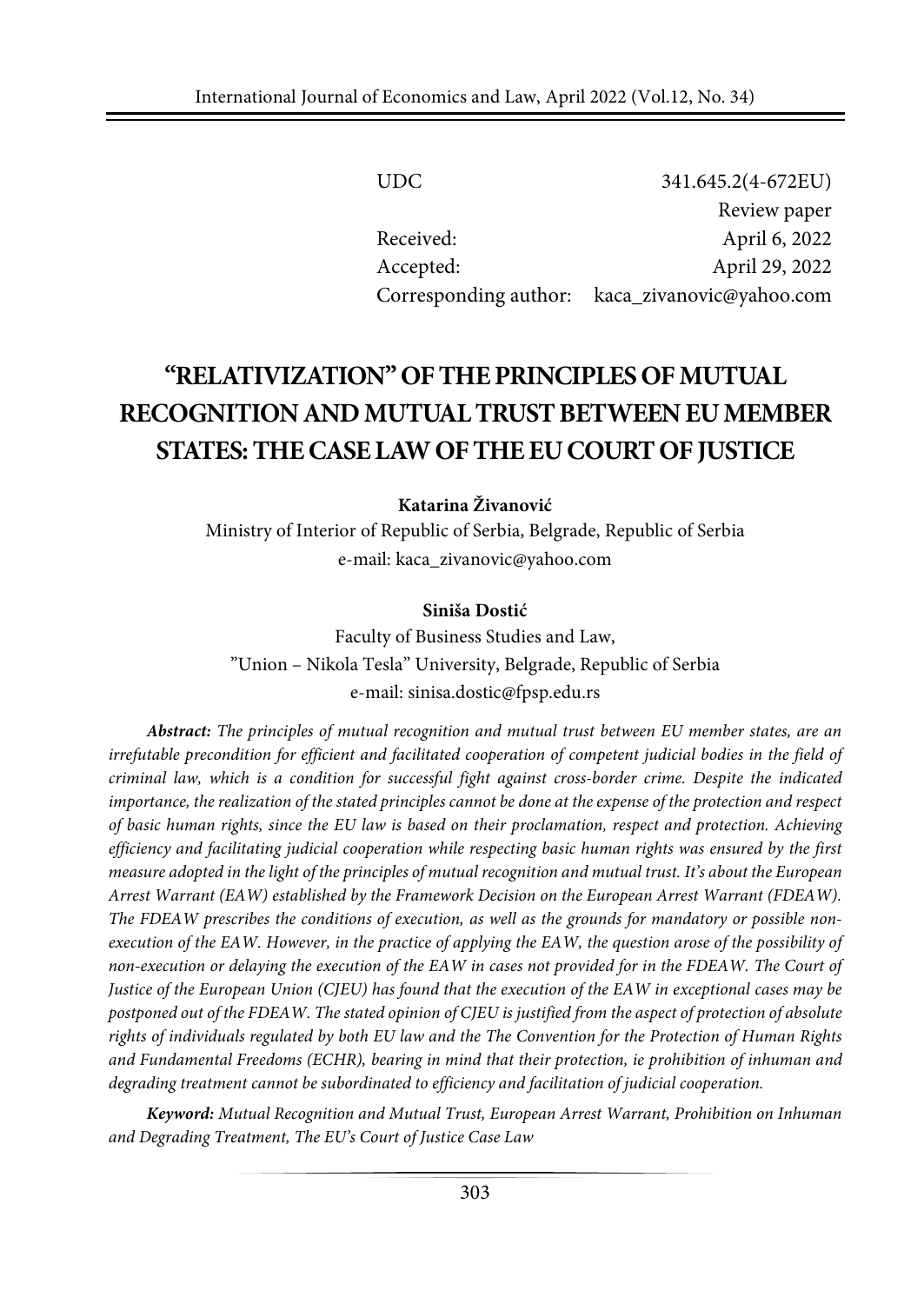UDC 341.645.2(4-672EU)

Review paper

Received: April 6, 2022

Accepted: April 29, 2022

Corresponding author: kaca_zivanovic@yahoo.com

# "RELATIVIZATION" OF THE PRINCIPLES OF MUTUAL RECOGNITION AND MUTUAL TRUST BETWEEN EU MEMBER STATES: THE CASE LAW OF THE EU COURT OF JUSTICE

**Katarina Živanović**

Ministry of Interior of Republic of Serbia, Belgrade, Republic of Serbia

e-mail: kaca_zivanovic@yahoo.com

**Siniša Dostić**

Faculty of Business Studies and Law,

"Union – Nikola Tesla" University, Belgrade, Republic of Serbia

e-mail: sinisa.dostic@fpsp.edu.rs

***Abstract:*** *The principles of mutual recognition and mutual trust between EU member states, are an irrefutable precondition for efficient and facilitated cooperation of competent judicial bodies in the field of criminal law, which is a condition for successful fight against cross-border crime. Despite the indicated importance, the realization of the stated principles cannot be done at the expense of the protection and respect of basic human rights, since the EU law is based on their proclamation, respect and protection. Achieving efficiency and facilitating judicial cooperation while respecting basic human rights was ensured by the first measure adopted in the light of the principles of mutual recognition and mutual trust. It's about the European Arrest Warrant (EAW) established by the Framework Decision on the European Arrest Warrant (FDEAW). The FDEAW prescribes the conditions of execution, as well as the grounds for mandatory or possible non-execution of the EAW. However, in the practice of applying the EAW, the question arose of the possibility of non-execution or delaying the execution of the EAW in cases not provided for in the FDEAW. The Court of Justice of the European Union (CJEU) has found that the execution of the EAW in exceptional cases may be postponed out of the FDEAW. The stated opinion of CJEU is justified from the aspect of protection of absolute rights of individuals regulated by both EU law and the The Convention for the Protection of Human Rights and Fundamental Freedoms (ECHR), bearing in mind that their protection, ie prohibition of inhuman and degrading treatment cannot be subordinated to efficiency and facilitation of judicial cooperation.*

***Keyword:*** *Mutual Recognition and Mutual Trust, European Arrest Warrant, Prohibition on Inhuman and Degrading Treatment, The EU's Court of Justice Case Law*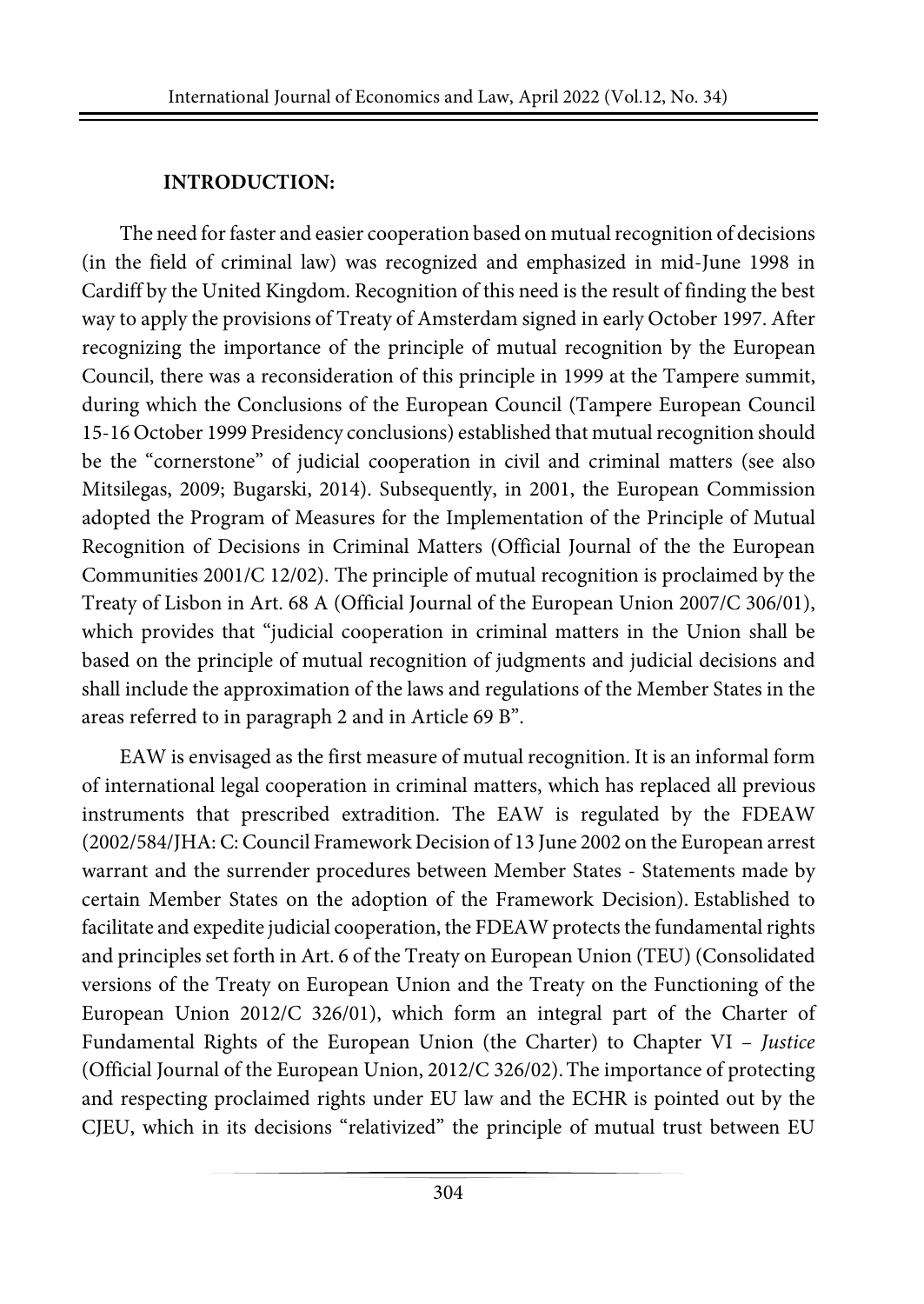**INTRODUCTION:**

The need for faster and easier cooperation based on mutual recognition of decisions (in the field of criminal law) was recognized and emphasized in mid-June 1998 in Cardiff by the United Kingdom. Recognition of this need is the result of finding the best way to apply the provisions of Treaty of Amsterdam signed in early October 1997. After recognizing the importance of the principle of mutual recognition by the European Council, there was a reconsideration of this principle in 1999 at the Tampere summit, during which the Conclusions of the European Council (Tampere European Council 15-16 October 1999 Presidency conclusions) established that mutual recognition should be the "cornerstone" of judicial cooperation in civil and criminal matters (see also Mitsilegas, 2009; Bugarski, 2014). Subsequently, in 2001, the European Commission adopted the Program of Measures for the Implementation of the Principle of Mutual Recognition of Decisions in Criminal Matters (Official Journal of the the European Communities 2001/C 12/02). The principle of mutual recognition is proclaimed by the Treaty of Lisbon in Art. 68 A (Official Journal of the European Union 2007/C 306/01), which provides that "judicial cooperation in criminal matters in the Union shall be based on the principle of mutual recognition of judgments and judicial decisions and shall include the approximation of the laws and regulations of the Member States in the areas referred to in paragraph 2 and in Article 69 B".

EAW is envisaged as the first measure of mutual recognition. It is an informal form of international legal cooperation in criminal matters, which has replaced all previous instruments that prescribed extradition. The EAW is regulated by the FDEAW (2002/584/JHA: C: Council Framework Decision of 13 June 2002 on the European arrest warrant and the surrender procedures between Member States - Statements made by certain Member States on the adoption of the Framework Decision). Established to facilitate and expedite judicial cooperation, the FDEAW protects the fundamental rights and principles set forth in Art. 6 of the Treaty on European Union (TEU) (Consolidated versions of the Treaty on European Union and the Treaty on the Functioning of the European Union 2012/C 326/01), which form an integral part of the Charter of Fundamental Rights of the European Union (the Charter) to Chapter VI – *Justice* (Official Journal of the European Union, 2012/C 326/02). The importance of protecting and respecting proclaimed rights under EU law and the ECHR is pointed out by the CJEU, which in its decisions "relativized" the principle of mutual trust between EU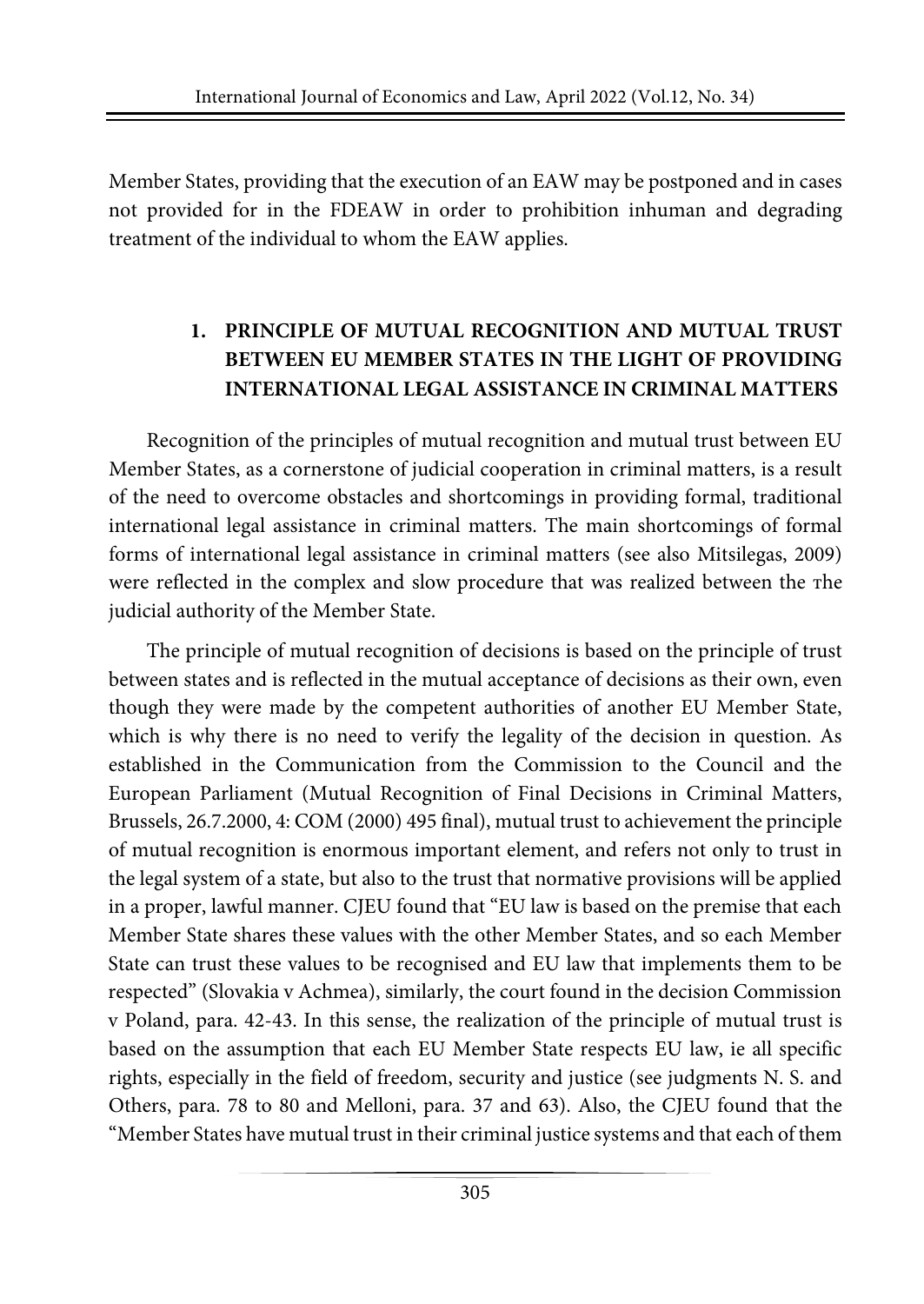Member States, providing that the execution of an EAW may be postponed and in cases not provided for in the FDEAW in order to prohibition inhuman and degrading treatment of the individual to whom the EAW applies.

## 1. PRINCIPLE OF MUTUAL RECOGNITION AND MUTUAL TRUST BETWEEN EU MEMBER STATES IN THE LIGHT OF PROVIDING INTERNATIONAL LEGAL ASSISTANCE IN CRIMINAL MATTERS

Recognition of the principles of mutual recognition and mutual trust between EU Member States, as a cornerstone of judicial cooperation in criminal matters, is a result of the need to overcome obstacles and shortcomings in providing formal, traditional international legal assistance in criminal matters. The main shortcomings of formal forms of international legal assistance in criminal matters (see also Mitsilegas, 2009) were reflected in the complex and slow procedure that was realized between the тhe judicial authority of the Member State.

The principle of mutual recognition of decisions is based on the principle of trust between states and is reflected in the mutual acceptance of decisions as their own, even though they were made by the competent authorities of another EU Member State, which is why there is no need to verify the legality of the decision in question. As established in the Communication from the Commission to the Council and the European Parliament (Mutual Recognition of Final Decisions in Criminal Matters, Brussels, 26.7.2000, 4: COM (2000) 495 final), mutual trust to achievement the principle of mutual recognition is enormous important element, and refers not only to trust in the legal system of a state, but also to the trust that normative provisions will be applied in a proper, lawful manner. CJEU found that "EU law is based on the premise that each Member State shares these values with the other Member States, and so each Member State can trust these values to be recognised and EU law that implements them to be respected" (Slovakia v Achmea), similarly, the court found in the decision Commission v Poland, para. 42-43. In this sense, the realization of the principle of mutual trust is based on the assumption that each EU Member State respects EU law, ie all specific rights, especially in the field of freedom, security and justice (see judgments N. S. and Others, para. 78 to 80 and Melloni, para. 37 and 63). Also, the CJEU found that the "Member States have mutual trust in their criminal justice systems and that each of them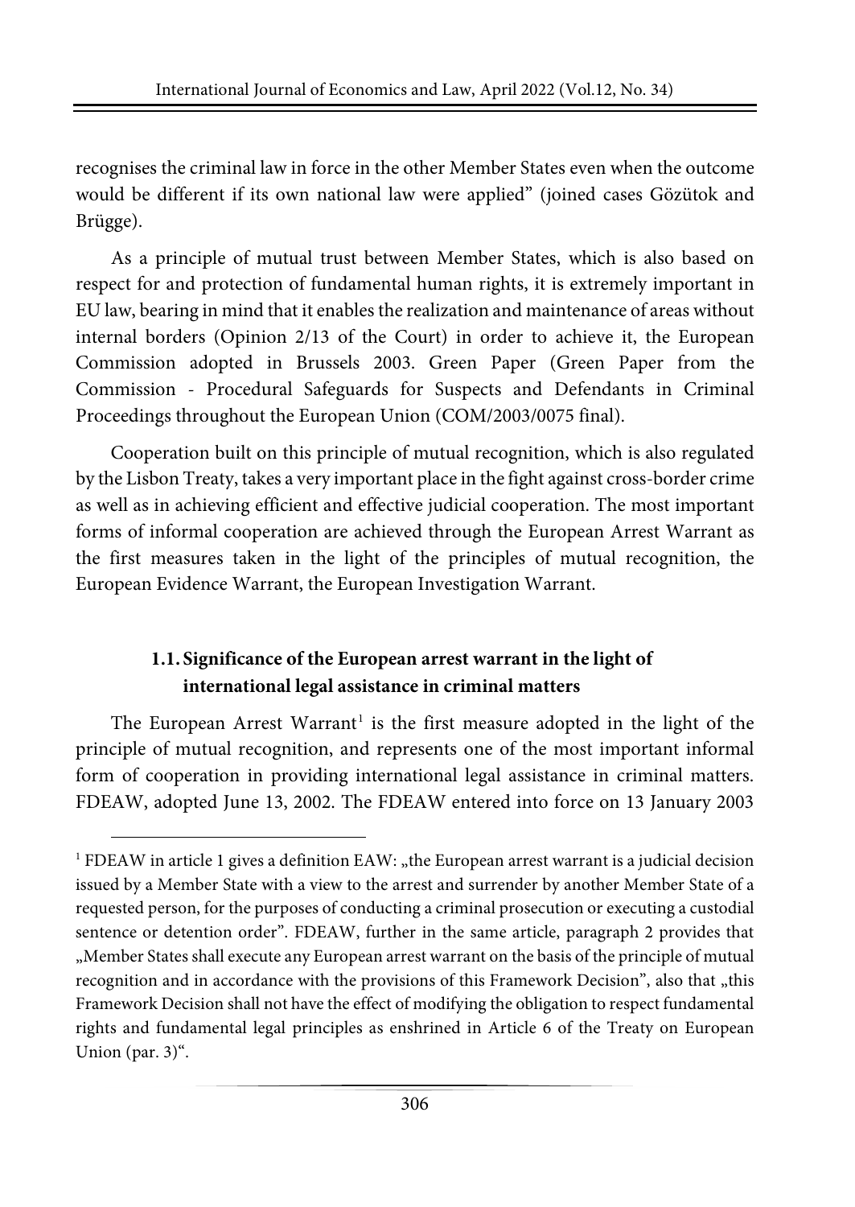recognises the criminal law in force in the other Member States even when the outcome would be different if its own national law were applied" (joined cases Gözütok and Brügge).

As a principle of mutual trust between Member States, which is also based on respect for and protection of fundamental human rights, it is extremely important in EU law, bearing in mind that it enables the realization and maintenance of areas without internal borders (Opinion 2/13 of the Court) in order to achieve it, the European Commission adopted in Brussels 2003. Green Paper (Green Paper from the Commission - Procedural Safeguards for Suspects and Defendants in Criminal Proceedings throughout the European Union (COM/2003/0075 final).

Cooperation built on this principle of mutual recognition, which is also regulated by the Lisbon Treaty, takes a very important place in the fight against cross-border crime as well as in achieving efficient and effective judicial cooperation. The most important forms of informal cooperation are achieved through the European Arrest Warrant as the first measures taken in the light of the principles of mutual recognition, the European Evidence Warrant, the European Investigation Warrant.

### 1.1. Significance of the European arrest warrant in the light of international legal assistance in criminal matters

The European Arrest Warrant[1] is the first measure adopted in the light of the principle of mutual recognition, and represents one of the most important informal form of cooperation in providing international legal assistance in criminal matters. FDEAW, adopted June 13, 2002. The FDEAW entered into force on 13 January 2003

[1] FDEAW in article 1 gives a definition EAW: „the European arrest warrant is a judicial decision issued by a Member State with a view to the arrest and surrender by another Member State of a requested person, for the purposes of conducting a criminal prosecution or executing a custodial sentence or detention order". FDEAW, further in the same article, paragraph 2 provides that „Member States shall execute any European arrest warrant on the basis of the principle of mutual recognition and in accordance with the provisions of this Framework Decision", also that „this Framework Decision shall not have the effect of modifying the obligation to respect fundamental rights and fundamental legal principles as enshrined in Article 6 of the Treaty on European Union (par. 3)".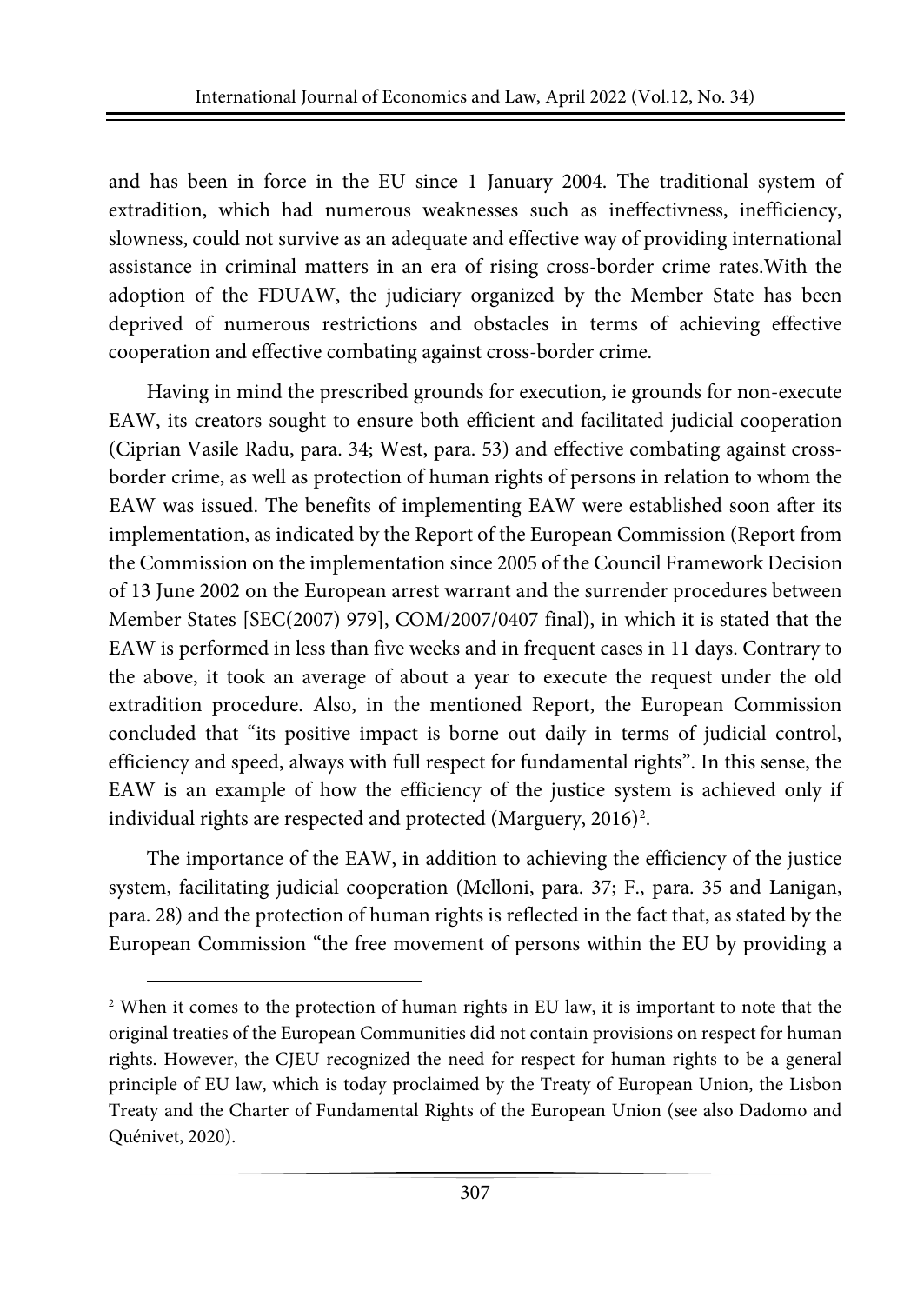and has been in force in the EU since 1 January 2004. The traditional system of extradition, which had numerous weaknesses such as ineffectivness, inefficiency, slowness, could not survive as an adequate and effective way of providing international assistance in criminal matters in an era of rising cross-border crime rates.With the adoption of the FDUAW, the judiciary organized by the Member State has been deprived of numerous restrictions and obstacles in terms of achieving effective cooperation and effective combating against cross-border crime.

Having in mind the prescribed grounds for execution, ie grounds for non-execute EAW, its creators sought to ensure both efficient and facilitated judicial cooperation (Ciprian Vasile Radu, para. 34; West, para. 53) and effective combating against cross-border crime, as well as protection of human rights of persons in relation to whom the EAW was issued. The benefits of implementing EAW were established soon after its implementation, as indicated by the Report of the European Commission (Report from the Commission on the implementation since 2005 of the Council Framework Decision of 13 June 2002 on the European arrest warrant and the surrender procedures between Member States [SEC(2007) 979], COM/2007/0407 final), in which it is stated that the EAW is performed in less than five weeks and in frequent cases in 11 days. Contrary to the above, it took an average of about a year to execute the request under the old extradition procedure. Also, in the mentioned Report, the European Commission concluded that "its positive impact is borne out daily in terms of judicial control, efficiency and speed, always with full respect for fundamental rights". In this sense, the EAW is an example of how the efficiency of the justice system is achieved only if individual rights are respected and protected (Marguery, 2016)[2].

The importance of the EAW, in addition to achieving the efficiency of the justice system, facilitating judicial cooperation (Melloni, para. 37; F., para. 35 and Lanigan, para. 28) and the protection of human rights is reflected in the fact that, as stated by the European Commission "the free movement of persons within the EU by providing a

---

[2] When it comes to the protection of human rights in EU law, it is important to note that the original treaties of the European Communities did not contain provisions on respect for human rights. However, the CJEU recognized the need for respect for human rights to be a general principle of EU law, which is today proclaimed by the Treaty of European Union, the Lisbon Treaty and the Charter of Fundamental Rights of the European Union (see also Dadomo and Quénivet, 2020).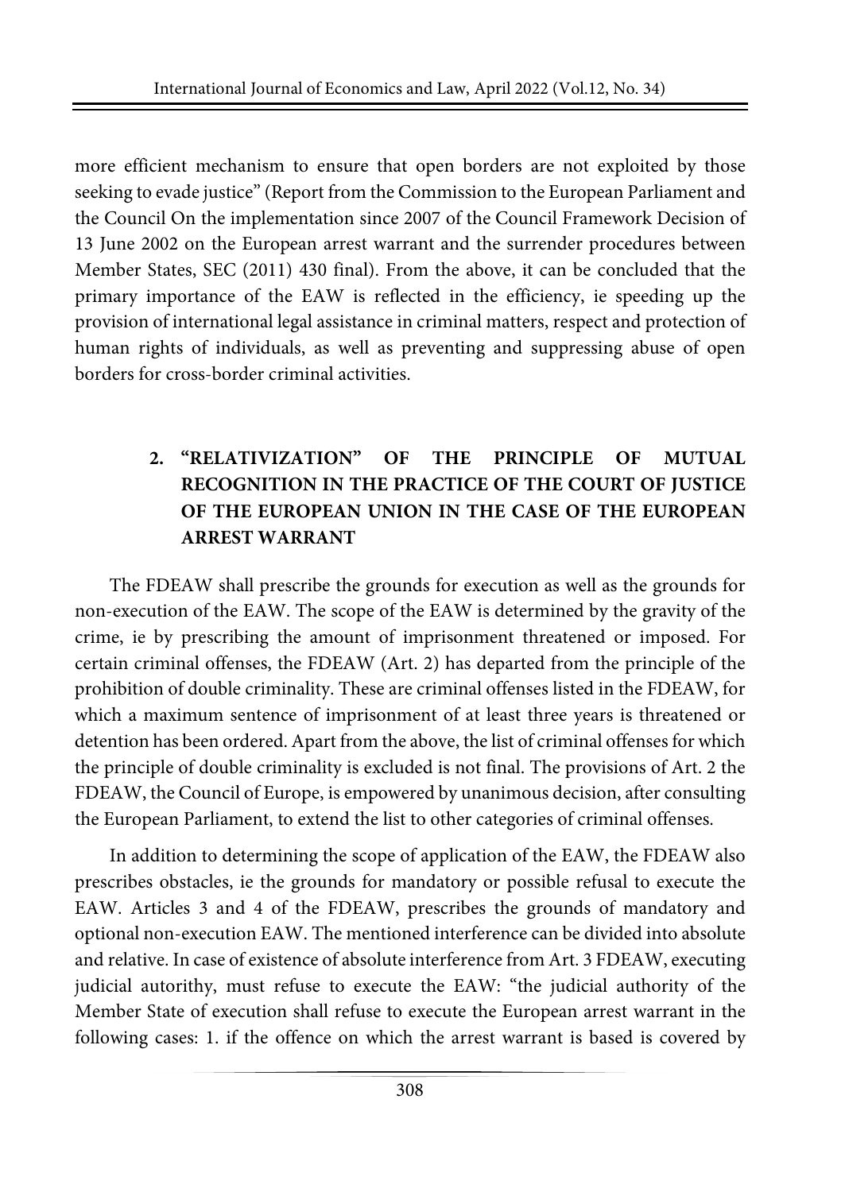more efficient mechanism to ensure that open borders are not exploited by those seeking to evade justice" (Report from the Commission to the European Parliament and the Council On the implementation since 2007 of the Council Framework Decision of 13 June 2002 on the European arrest warrant and the surrender procedures between Member States, SEC (2011) 430 final). From the above, it can be concluded that the primary importance of the EAW is reflected in the efficiency, ie speeding up the provision of international legal assistance in criminal matters, respect and protection of human rights of individuals, as well as preventing and suppressing abuse of open borders for cross-border criminal activities.

## 2. "RELATIVIZATION" OF THE PRINCIPLE OF MUTUAL RECOGNITION IN THE PRACTICE OF THE COURT OF JUSTICE OF THE EUROPEAN UNION IN THE CASE OF THE EUROPEAN ARREST WARRANT

The FDEAW shall prescribe the grounds for execution as well as the grounds for non-execution of the EAW. The scope of the EAW is determined by the gravity of the crime, ie by prescribing the amount of imprisonment threatened or imposed. For certain criminal offenses, the FDEAW (Art. 2) has departed from the principle of the prohibition of double criminality. These are criminal offenses listed in the FDEAW, for which a maximum sentence of imprisonment of at least three years is threatened or detention has been ordered. Apart from the above, the list of criminal offenses for which the principle of double criminality is excluded is not final. The provisions of Art. 2 the FDEAW, the Council of Europe, is empowered by unanimous decision, after consulting the European Parliament, to extend the list to other categories of criminal offenses.

In addition to determining the scope of application of the EAW, the FDEAW also prescribes obstacles, ie the grounds for mandatory or possible refusal to execute the EAW. Articles 3 and 4 of the FDEAW, prescribes the grounds of mandatory and optional non-execution EAW. The mentioned interference can be divided into absolute and relative. In case of existence of absolute interference from Art. 3 FDEAW, executing judicial autorithy, must refuse to execute the EAW: "the judicial authority of the Member State of execution shall refuse to execute the European arrest warrant in the following cases: 1. if the offence on which the arrest warrant is based is covered by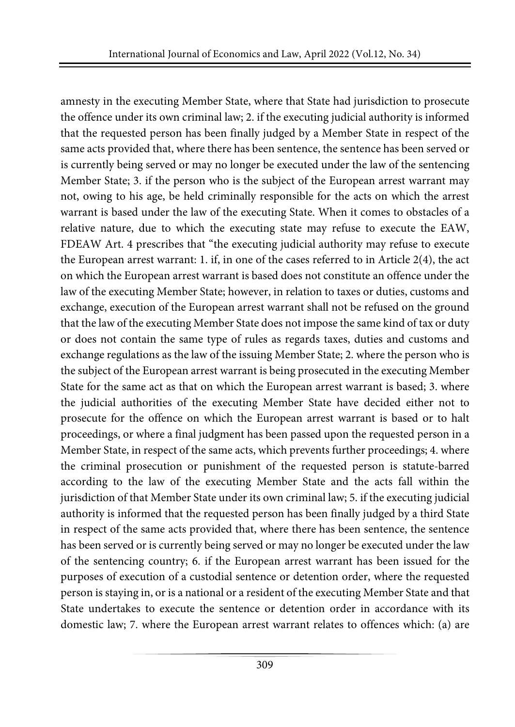amnesty in the executing Member State, where that State had jurisdiction to prosecute the offence under its own criminal law; 2. if the executing judicial authority is informed that the requested person has been finally judged by a Member State in respect of the same acts provided that, where there has been sentence, the sentence has been served or is currently being served or may no longer be executed under the law of the sentencing Member State; 3. if the person who is the subject of the European arrest warrant may not, owing to his age, be held criminally responsible for the acts on which the arrest warrant is based under the law of the executing State. When it comes to obstacles of a relative nature, due to which the executing state may refuse to execute the EAW, FDEAW Art. 4 prescribes that "the executing judicial authority may refuse to execute the European arrest warrant: 1. if, in one of the cases referred to in Article 2(4), the act on which the European arrest warrant is based does not constitute an offence under the law of the executing Member State; however, in relation to taxes or duties, customs and exchange, execution of the European arrest warrant shall not be refused on the ground that the law of the executing Member State does not impose the same kind of tax or duty or does not contain the same type of rules as regards taxes, duties and customs and exchange regulations as the law of the issuing Member State; 2. where the person who is the subject of the European arrest warrant is being prosecuted in the executing Member State for the same act as that on which the European arrest warrant is based; 3. where the judicial authorities of the executing Member State have decided either not to prosecute for the offence on which the European arrest warrant is based or to halt proceedings, or where a final judgment has been passed upon the requested person in a Member State, in respect of the same acts, which prevents further proceedings; 4. where the criminal prosecution or punishment of the requested person is statute-barred according to the law of the executing Member State and the acts fall within the jurisdiction of that Member State under its own criminal law; 5. if the executing judicial authority is informed that the requested person has been finally judged by a third State in respect of the same acts provided that, where there has been sentence, the sentence has been served or is currently being served or may no longer be executed under the law of the sentencing country; 6. if the European arrest warrant has been issued for the purposes of execution of a custodial sentence or detention order, where the requested person is staying in, or is a national or a resident of the executing Member State and that State undertakes to execute the sentence or detention order in accordance with its domestic law; 7. where the European arrest warrant relates to offences which: (a) are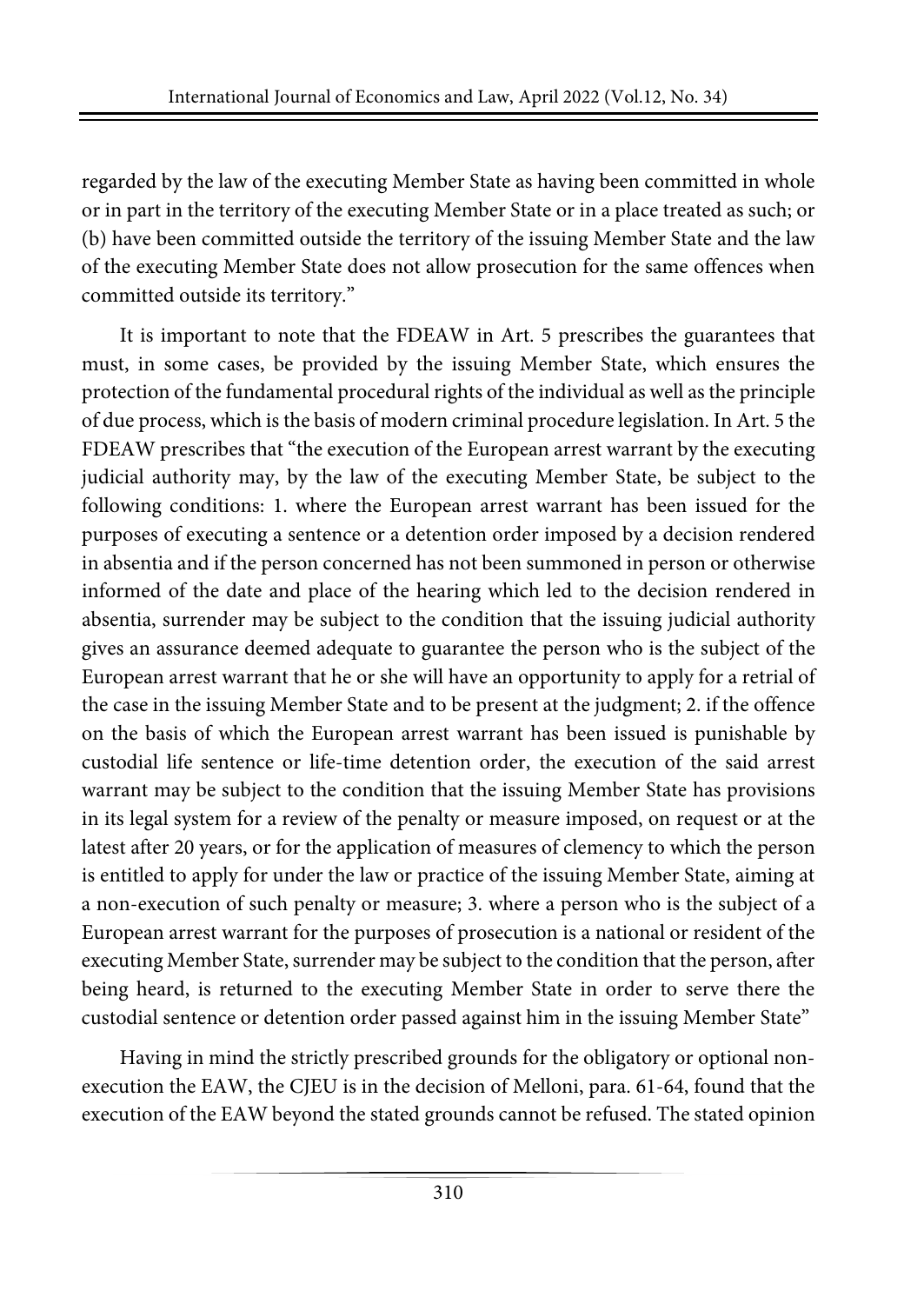regarded by the law of the executing Member State as having been committed in whole or in part in the territory of the executing Member State or in a place treated as such; or (b) have been committed outside the territory of the issuing Member State and the law of the executing Member State does not allow prosecution for the same offences when committed outside its territory."

It is important to note that the FDEAW in Art. 5 prescribes the guarantees that must, in some cases, be provided by the issuing Member State, which ensures the protection of the fundamental procedural rights of the individual as well as the principle of due process, which is the basis of modern criminal procedure legislation. In Art. 5 the FDEAW prescribes that "the execution of the European arrest warrant by the executing judicial authority may, by the law of the executing Member State, be subject to the following conditions: 1. where the European arrest warrant has been issued for the purposes of executing a sentence or a detention order imposed by a decision rendered in absentia and if the person concerned has not been summoned in person or otherwise informed of the date and place of the hearing which led to the decision rendered in absentia, surrender may be subject to the condition that the issuing judicial authority gives an assurance deemed adequate to guarantee the person who is the subject of the European arrest warrant that he or she will have an opportunity to apply for a retrial of the case in the issuing Member State and to be present at the judgment; 2. if the offence on the basis of which the European arrest warrant has been issued is punishable by custodial life sentence or life-time detention order, the execution of the said arrest warrant may be subject to the condition that the issuing Member State has provisions in its legal system for a review of the penalty or measure imposed, on request or at the latest after 20 years, or for the application of measures of clemency to which the person is entitled to apply for under the law or practice of the issuing Member State, aiming at a non-execution of such penalty or measure; 3. where a person who is the subject of a European arrest warrant for the purposes of prosecution is a national or resident of the executing Member State, surrender may be subject to the condition that the person, after being heard, is returned to the executing Member State in order to serve there the custodial sentence or detention order passed against him in the issuing Member State"

Having in mind the strictly prescribed grounds for the obligatory or optional non-execution the EAW, the CJEU is in the decision of Melloni, para. 61-64, found that the execution of the EAW beyond the stated grounds cannot be refused. The stated opinion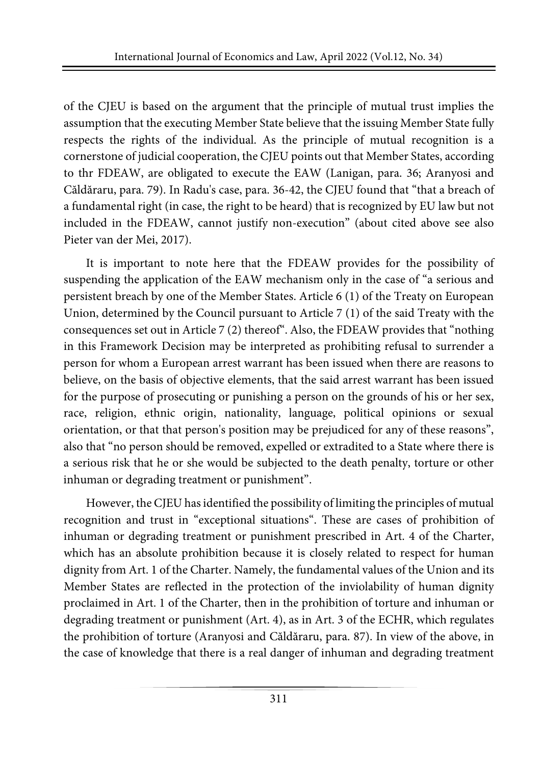of the CJEU is based on the argument that the principle of mutual trust implies the assumption that the executing Member State believe that the issuing Member State fully respects the rights of the individual. As the principle of mutual recognition is a cornerstone of judicial cooperation, the CJEU points out that Member States, according to thr FDEAW, are obligated to execute the EAW (Lanigan, para. 36; Aranyosi and Căldăraru, para. 79). In Radu's case, para. 36-42, the CJEU found that "that a breach of a fundamental right (in case, the right to be heard) that is recognized by EU law but not included in the FDEAW, cannot justify non-execution" (about cited above see also Pieter van der Mei, 2017).

It is important to note here that the FDEAW provides for the possibility of suspending the application of the EAW mechanism only in the case of "a serious and persistent breach by one of the Member States. Article 6 (1) of the Treaty on European Union, determined by the Council pursuant to Article 7 (1) of the said Treaty with the consequences set out in Article 7 (2) thereof". Also, the FDEAW provides that "nothing in this Framework Decision may be interpreted as prohibiting refusal to surrender a person for whom a European arrest warrant has been issued when there are reasons to believe, on the basis of objective elements, that the said arrest warrant has been issued for the purpose of prosecuting or punishing a person on the grounds of his or her sex, race, religion, ethnic origin, nationality, language, political opinions or sexual orientation, or that that person's position may be prejudiced for any of these reasons", also that "no person should be removed, expelled or extradited to a State where there is a serious risk that he or she would be subjected to the death penalty, torture or other inhuman or degrading treatment or punishment".

However, the CJEU has identified the possibility of limiting the principles of mutual recognition and trust in "exceptional situations". These are cases of prohibition of inhuman or degrading treatment or punishment prescribed in Art. 4 of the Charter, which has an absolute prohibition because it is closely related to respect for human dignity from Art. 1 of the Charter. Namely, the fundamental values of the Union and its Member States are reflected in the protection of the inviolability of human dignity proclaimed in Art. 1 of the Charter, then in the prohibition of torture and inhuman or degrading treatment or punishment (Art. 4), as in Art. 3 of the ECHR, which regulates the prohibition of torture (Aranyosi and Căldăraru, para. 87). In view of the above, in the case of knowledge that there is a real danger of inhuman and degrading treatment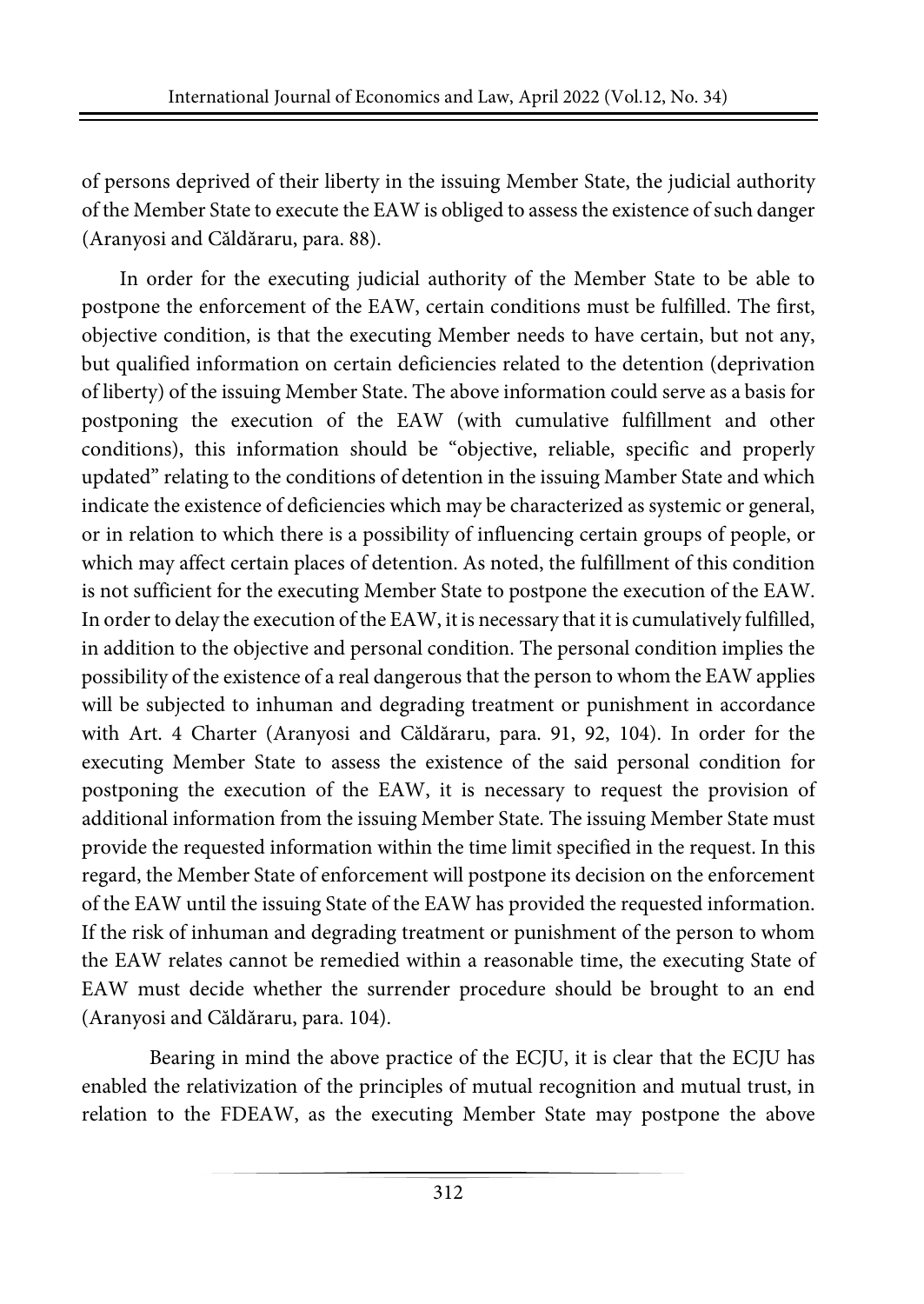of persons deprived of their liberty in the issuing Member State, the judicial authority of the Member State to execute the EAW is obliged to assess the existence of such danger (Aranyosi and Căldăraru, para. 88).

In order for the executing judicial authority of the Member State to be able to postpone the enforcement of the EAW, certain conditions must be fulfilled. The first, objective condition, is that the executing Member needs to have certain, but not any, but qualified information on certain deficiencies related to the detention (deprivation of liberty) of the issuing Member State. The above information could serve as a basis for postponing the execution of the EAW (with cumulative fulfillment and other conditions), this information should be "objective, reliable, specific and properly updated" relating to the conditions of detention in the issuing Mamber State and which indicate the existence of deficiencies which may be characterized as systemic or general, or in relation to which there is a possibility of influencing certain groups of people, or which may affect certain places of detention. As noted, the fulfillment of this condition is not sufficient for the executing Member State to postpone the execution of the EAW. In order to delay the execution of the EAW, it is necessary that it is cumulatively fulfilled, in addition to the objective and personal condition. The personal condition implies the possibility of the existence of a real dangerous that the person to whom the EAW applies will be subjected to inhuman and degrading treatment or punishment in accordance with Art. 4 Charter (Aranyosi and Căldăraru, para. 91, 92, 104). In order for the executing Member State to assess the existence of the said personal condition for postponing the execution of the EAW, it is necessary to request the provision of additional information from the issuing Member State. The issuing Member State must provide the requested information within the time limit specified in the request. In this regard, the Member State of enforcement will postpone its decision on the enforcement of the EAW until the issuing State of the EAW has provided the requested information. If the risk of inhuman and degrading treatment or punishment of the person to whom the EAW relates cannot be remedied within a reasonable time, the executing State of EAW must decide whether the surrender procedure should be brought to an end (Aranyosi and Căldăraru, para. 104).

Bearing in mind the above practice of the ECJU, it is clear that the ECJU has enabled the relativization of the principles of mutual recognition and mutual trust, in relation to the FDEAW, as the executing Member State may postpone the above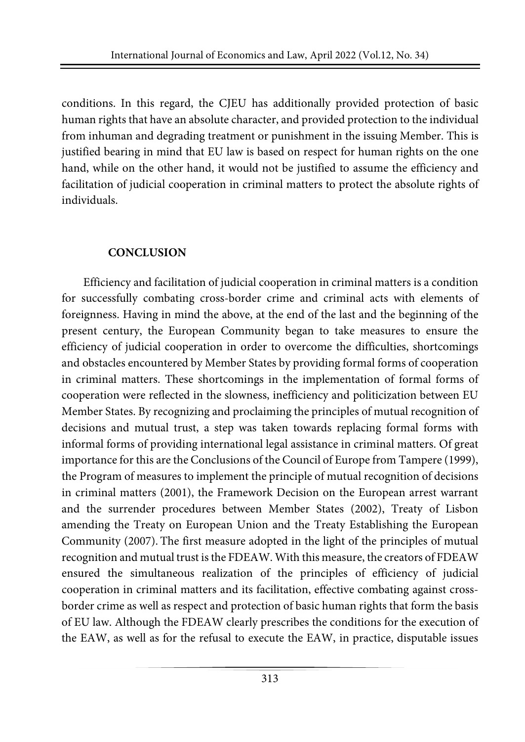conditions. In this regard, the CJEU has additionally provided protection of basic human rights that have an absolute character, and provided protection to the individual from inhuman and degrading treatment or punishment in the issuing Member. This is justified bearing in mind that EU law is based on respect for human rights on the one hand, while on the other hand, it would not be justified to assume the efficiency and facilitation of judicial cooperation in criminal matters to protect the absolute rights of individuals.

## CONCLUSION

Efficiency and facilitation of judicial cooperation in criminal matters is a condition for successfully combating cross-border crime and criminal acts with elements of foreignness. Having in mind the above, at the end of the last and the beginning of the present century, the European Community began to take measures to ensure the efficiency of judicial cooperation in order to overcome the difficulties, shortcomings and obstacles encountered by Member States by providing formal forms of cooperation in criminal matters. These shortcomings in the implementation of formal forms of cooperation were reflected in the slowness, inefficiency and politicization between EU Member States. By recognizing and proclaiming the principles of mutual recognition of decisions and mutual trust, a step was taken towards replacing formal forms with informal forms of providing international legal assistance in criminal matters. Of great importance for this are the Conclusions of the Council of Europe from Tampere (1999), the Program of measures to implement the principle of mutual recognition of decisions in criminal matters (2001), the Framework Decision on the European arrest warrant and the surrender procedures between Member States (2002), Treaty of Lisbon amending the Treaty on European Union and the Treaty Establishing the European Community (2007). The first measure adopted in the light of the principles of mutual recognition and mutual trust is the FDEAW. With this measure, the creators of FDEAW ensured the simultaneous realization of the principles of efficiency of judicial cooperation in criminal matters and its facilitation, effective combating against cross-border crime as well as respect and protection of basic human rights that form the basis of EU law. Although the FDEAW clearly prescribes the conditions for the execution of the EAW, as well as for the refusal to execute the EAW, in practice, disputable issues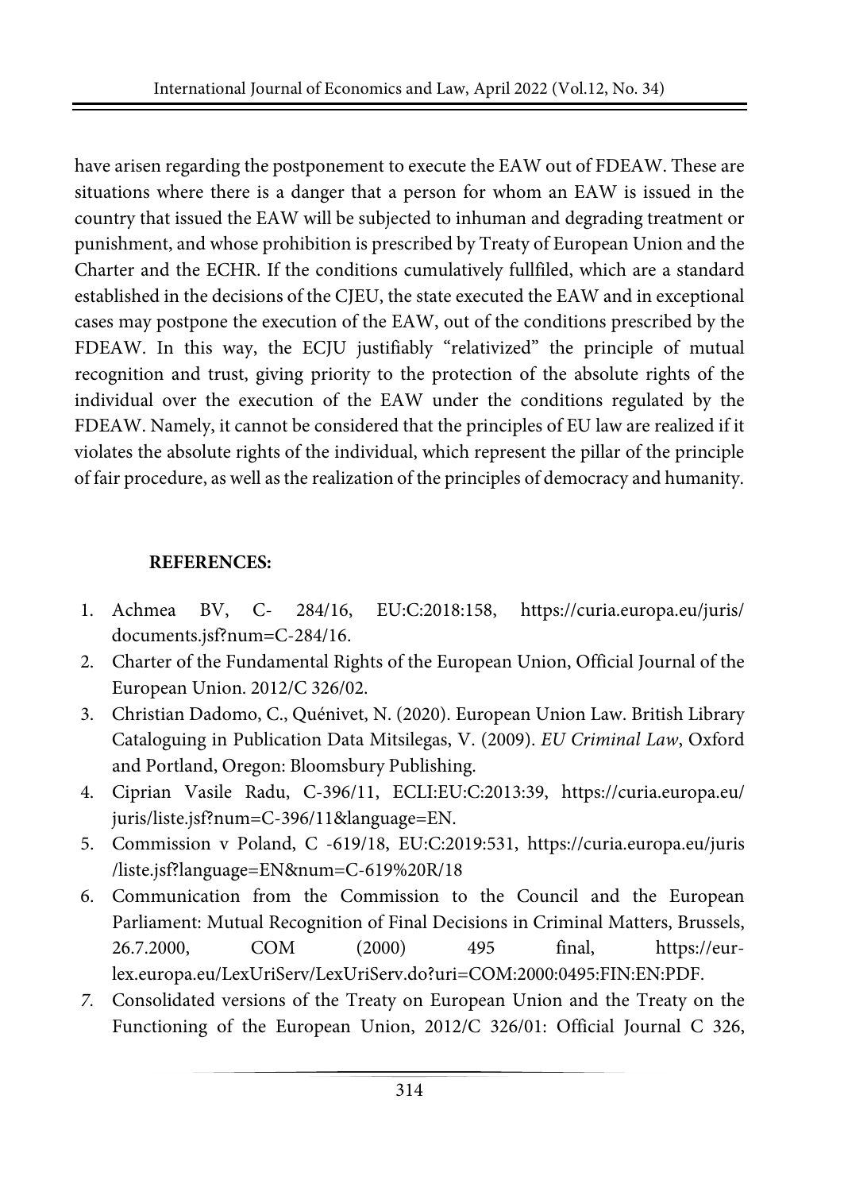have arisen regarding the postponement to execute the EAW out of FDEAW. These are situations where there is a danger that a person for whom an EAW is issued in the country that issued the EAW will be subjected to inhuman and degrading treatment or punishment, and whose prohibition is prescribed by Treaty of European Union and the Charter and the ECHR. If the conditions cumulatively fullfiled, which are a standard established in the decisions of the CJEU, the state executed the EAW and in exceptional cases may postpone the execution of the EAW, out of the conditions prescribed by the FDEAW. In this way, the ECJU justifiably "relativized" the principle of mutual recognition and trust, giving priority to the protection of the absolute rights of the individual over the execution of the EAW under the conditions regulated by the FDEAW. Namely, it cannot be considered that the principles of EU law are realized if it violates the absolute rights of the individual, which represent the pillar of the principle of fair procedure, as well as the realization of the principles of democracy and humanity.

**REFERENCES:**

1. Achmea BV, C- 284/16, EU:C:2018:158, https://curia.europa.eu/juris/documents.jsf?num=C-284/16.
2. Charter of the Fundamental Rights of the European Union, Official Journal of the European Union. 2012/C 326/02.
3. Christian Dadomo, C., Quénivet, N. (2020). European Union Law. British Library Cataloguing in Publication Data Mitsilegas, V. (2009). *EU Criminal Law*, Oxford and Portland, Oregon: Bloomsbury Publishing.
4. Ciprian Vasile Radu, C-396/11, ECLI:EU:C:2013:39, https://curia.europa.eu/juris/liste.jsf?num=C-396/11&language=EN.
5. Commission v Poland, C -619/18, EU:C:2019:531, https://curia.europa.eu/juris/liste.jsf?language=EN&num=C-619%20R/18
6. Communication from the Commission to the Council and the European Parliament: Mutual Recognition of Final Decisions in Criminal Matters, Brussels, 26.7.2000, COM (2000) 495 final, https://eur-lex.europa.eu/LexUriServ/LexUriServ.do?uri=COM:2000:0495:FIN:EN:PDF.
7. Consolidated versions of the Treaty on European Union and the Treaty on the Functioning of the European Union, 2012/C 326/01: Official Journal C 326,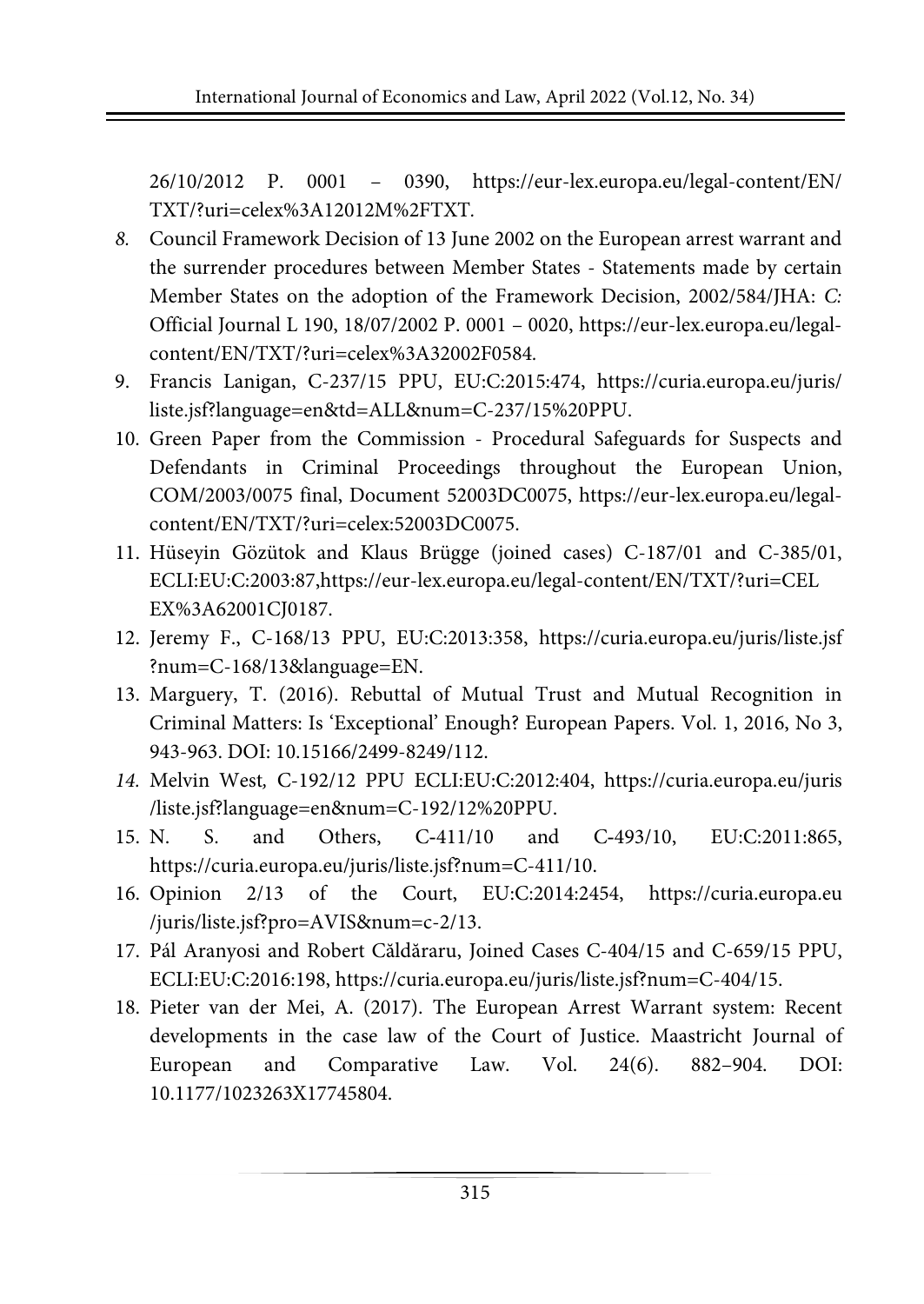26/10/2012 P. 0001 – 0390, https://eur-lex.europa.eu/legal-content/EN/TXT/?uri=celex%3A12012M%2FTXT.

8. Council Framework Decision of 13 June 2002 on the European arrest warrant and the surrender procedures between Member States - Statements made by certain Member States on the adoption of the Framework Decision, 2002/584/JHA: *C:* Official Journal L 190, 18/07/2002 P. 0001 – 0020, https://eur-lex.europa.eu/legal-content/EN/TXT/?uri=celex%3A32002F0584.
9. Francis Lanigan, C-237/15 PPU, EU:C:2015:474, https://curia.europa.eu/juris/liste.jsf?language=en&td=ALL&num=C-237/15%20PPU.
10. Green Paper from the Commission - Procedural Safeguards for Suspects and Defendants in Criminal Proceedings throughout the European Union, COM/2003/0075 final, Document 52003DC0075, https://eur-lex.europa.eu/legal-content/EN/TXT/?uri=celex:52003DC0075.
11. Hüseyin Gözütok and Klaus Brügge (joined cases) C-187/01 and C-385/01, ECLI:EU:C:2003:87,https://eur-lex.europa.eu/legal-content/EN/TXT/?uri=CELEX%3A62001CJ0187.
12. Jeremy F., C-168/13 PPU, EU:C:2013:358, https://curia.europa.eu/juris/liste.jsf?num=C-168/13&language=EN.
13. Marguery, T. (2016). Rebuttal of Mutual Trust and Mutual Recognition in Criminal Matters: Is 'Exceptional' Enough? European Papers. Vol. 1, 2016, No 3, 943-963. DOI: 10.15166/2499-8249/112.
14. Melvin West, C-192/12 PPU ECLI:EU:C:2012:404, https://curia.europa.eu/juris/liste.jsf?language=en&num=C-192/12%20PPU.
15. N. S. and Others, C-411/10 and C-493/10, EU:C:2011:865, https://curia.europa.eu/juris/liste.jsf?num=C-411/10.
16. Opinion 2/13 of the Court, EU:C:2014:2454, https://curia.europa.eu/juris/liste.jsf?pro=AVIS&num=c-2/13.
17. Pál Aranyosi and Robert Căldăraru, Joined Cases C-404/15 and C-659/15 PPU, ECLI:EU:C:2016:198, https://curia.europa.eu/juris/liste.jsf?num=C-404/15.
18. Pieter van der Mei, A. (2017). The European Arrest Warrant system: Recent developments in the case law of the Court of Justice. Maastricht Journal of European and Comparative Law. Vol. 24(6). 882–904. DOI: 10.1177/1023263X17745804.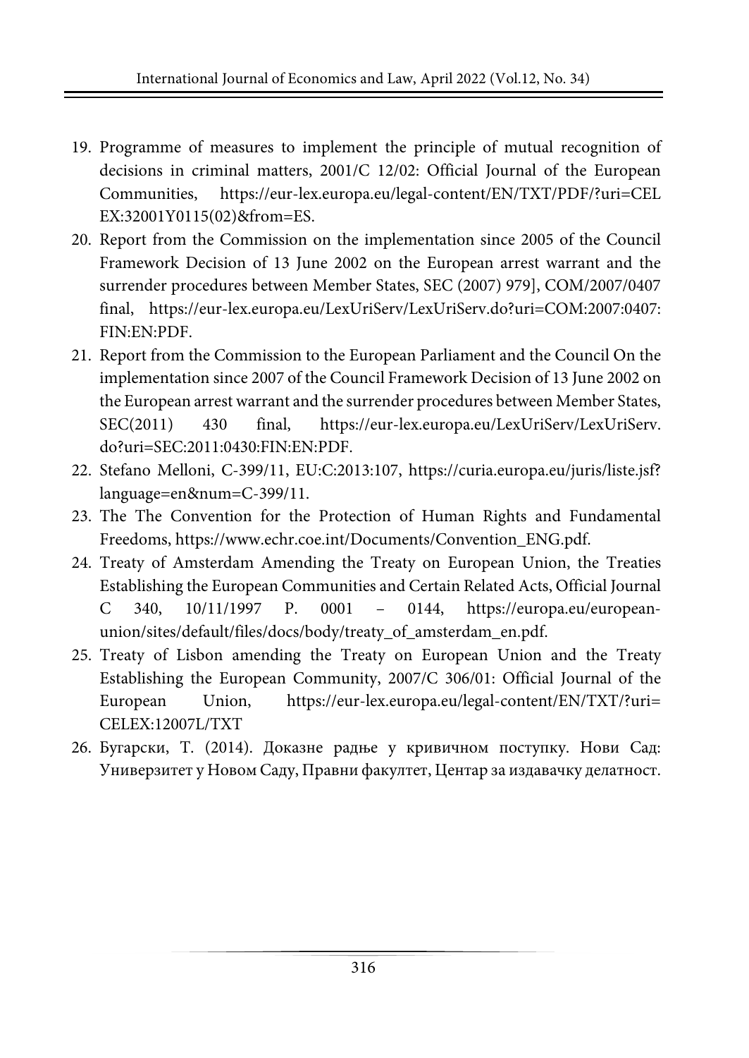19. Programme of measures to implement the principle of mutual recognition of decisions in criminal matters, 2001/C 12/02: Official Journal of the European Communities, https://eur-lex.europa.eu/legal-content/EN/TXT/PDF/?uri=CELEX:32001Y0115(02)&from=ES.
20. Report from the Commission on the implementation since 2005 of the Council Framework Decision of 13 June 2002 on the European arrest warrant and the surrender procedures between Member States, SEC (2007) 979], COM/2007/0407 final, https://eur-lex.europa.eu/LexUriServ/LexUriServ.do?uri=COM:2007:0407:FIN:EN:PDF.
21. Report from the Commission to the European Parliament and the Council On the implementation since 2007 of the Council Framework Decision of 13 June 2002 on the European arrest warrant and the surrender procedures between Member States, SEC(2011) 430 final, https://eur-lex.europa.eu/LexUriServ/LexUriServ.do?uri=SEC:2011:0430:FIN:EN:PDF.
22. Stefano Melloni, C-399/11, EU:C:2013:107, https://curia.europa.eu/juris/liste.jsf?language=en&num=C-399/11.
23. The The Convention for the Protection of Human Rights and Fundamental Freedoms, https://www.echr.coe.int/Documents/Convention_ENG.pdf.
24. Treaty of Amsterdam Amending the Treaty on European Union, the Treaties Establishing the European Communities and Certain Related Acts, Official Journal C 340, 10/11/1997 P. 0001 – 0144, https://europa.eu/european-union/sites/default/files/docs/body/treaty_of_amsterdam_en.pdf.
25. Treaty of Lisbon amending the Treaty on European Union and the Treaty Establishing the European Community, 2007/C 306/01: Official Journal of the European Union, https://eur-lex.europa.eu/legal-content/EN/TXT/?uri=CELEX:12007L/TXT
26. Бугарски, Т. (2014). Доказне радње у кривичном поступку. Нови Сад: Универзитет у Новом Саду, Правни факултет, Центар за издавачку делатност.